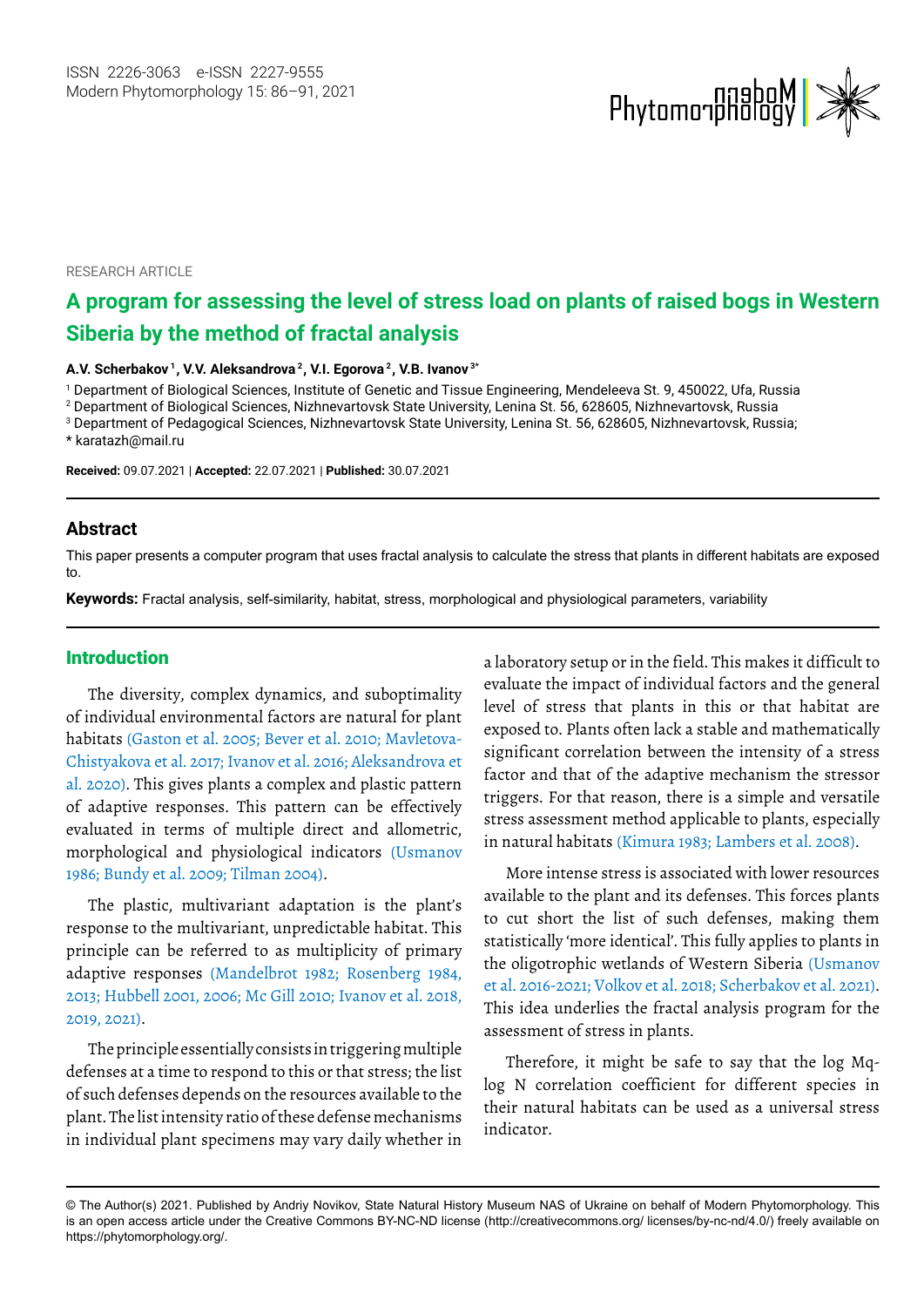RESEARCH ARTICLE

# A program for assessing the level of stress load on plants of raised bogs in Western Siberia by the method of fractal analysis

**A.V. Scherbakov [1], V.V. Aleksandrova [2], V.I. Egorova [2], V.B. Ivanov [3*]**

[1] Department of Biological Sciences, Institute of Genetic and Tissue Engineering, Mendeleeva St. 9, 450022, Ufa, Russia

[2] Department of Biological Sciences, Nizhnevartovsk State University, Lenina St. 56, 628605, Nizhnevartovsk, Russia

[3] Department of Pedagogical Sciences, Nizhnevartovsk State University, Lenina St. 56, 628605, Nizhnevartovsk, Russia;

\* karatazh@mail.ru

**Received:** 09.07.2021 | **Accepted:** 22.07.2021 | **Published:** 30.07.2021

## Abstract

This paper presents a computer program that uses fractal analysis to calculate the stress that plants in different habitats are exposed to.

**Keywords:** Fractal analysis, self-similarity, habitat, stress, morphological and physiological parameters, variability

## Introduction

The diversity, complex dynamics, and suboptimality of individual environmental factors are natural for plant habitats (Gaston et al. 2005; Bever et al. 2010; Mavletova-Chistyakova et al. 2017; Ivanov et al. 2016; Aleksandrova et al. 2020). This gives plants a complex and plastic pattern of adaptive responses. This pattern can be effectively evaluated in terms of multiple direct and allometric, morphological and physiological indicators (Usmanov 1986; Bundy et al. 2009; Tilman 2004).

The plastic, multivariant adaptation is the plant's response to the multivariant, unpredictable habitat. This principle can be referred to as multiplicity of primary adaptive responses (Mandelbrot 1982; Rosenberg 1984, 2013; Hubbell 2001, 2006; Mc Gill 2010; Ivanov et al. 2018, 2019, 2021).

The principle essentially consists in triggering multiple defenses at a time to respond to this or that stress; the list of such defenses depends on the resources available to the plant. The list intensity ratio of these defense mechanisms in individual plant specimens may vary daily whether in a laboratory setup or in the field. This makes it difficult to evaluate the impact of individual factors and the general level of stress that plants in this or that habitat are exposed to. Plants often lack a stable and mathematically significant correlation between the intensity of a stress factor and that of the adaptive mechanism the stressor triggers. For that reason, there is a simple and versatile stress assessment method applicable to plants, especially in natural habitats (Kimura 1983; Lambers et al. 2008).

More intense stress is associated with lower resources available to the plant and its defenses. This forces plants to cut short the list of such defenses, making them statistically 'more identical'. This fully applies to plants in the oligotrophic wetlands of Western Siberia (Usmanov et al. 2016-2021; Volkov et al. 2018; Scherbakov et al. 2021). This idea underlies the fractal analysis program for the assessment of stress in plants.

Therefore, it might be safe to say that the log Mq-log N correlation coefficient for different species in their natural habitats can be used as a universal stress indicator.

© The Author(s) 2021. Published by Andriy Novikov, State Natural History Museum NAS of Ukraine on behalf of Modern Phytomorphology. This is an open access article under the Creative Commons BY-NC-ND license (http://creativecommons.org/ licenses/by-nc-nd/4.0/) freely available on https://phytomorphology.org/.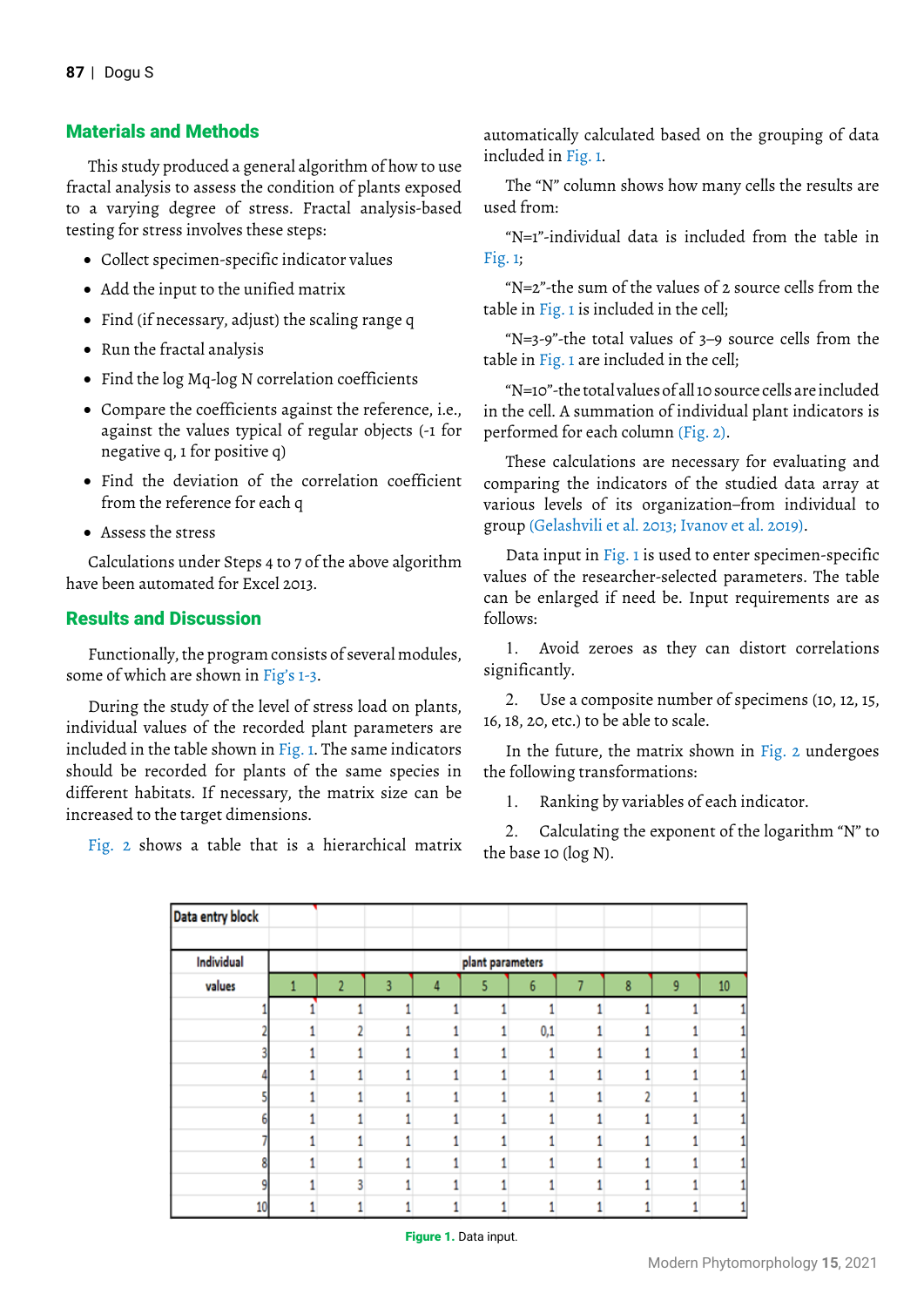## Materials and Methods

This study produced a general algorithm of how to use fractal analysis to assess the condition of plants exposed to a varying degree of stress. Fractal analysis-based testing for stress involves these steps:

- Collect specimen-specific indicator values
- Add the input to the unified matrix
- Find (if necessary, adjust) the scaling range q
- Run the fractal analysis
- Find the log Mq-log N correlation coefficients
- Compare the coefficients against the reference, i.e., against the values typical of regular objects (-1 for negative q, 1 for positive q)
- Find the deviation of the correlation coefficient from the reference for each q
- Assess the stress

Calculations under Steps 4 to 7 of the above algorithm have been automated for Excel 2013.

## Results and Discussion

Functionally, the program consists of several modules, some of which are shown in Fig's 1-3.

During the study of the level of stress load on plants, individual values of the recorded plant parameters are included in the table shown in Fig. 1. The same indicators should be recorded for plants of the same species in different habitats. If necessary, the matrix size can be increased to the target dimensions.

Fig. 2 shows a table that is a hierarchical matrix automatically calculated based on the grouping of data included in Fig. 1.

The "N" column shows how many cells the results are used from:

"N=1"-individual data is included from the table in Fig. 1;

"N=2"-the sum of the values of 2 source cells from the table in Fig. 1 is included in the cell;

"N=3-9"-the total values of 3–9 source cells from the table in Fig. 1 are included in the cell;

"N=10"-the total values of all 10 source cells are included in the cell. A summation of individual plant indicators is performed for each column (Fig. 2).

These calculations are necessary for evaluating and comparing the indicators of the studied data array at various levels of its organization–from individual to group (Gelashvili et al. 2013; Ivanov et al. 2019).

Data input in Fig. 1 is used to enter specimen-specific values of the researcher-selected parameters. The table can be enlarged if need be. Input requirements are as follows:

1. Avoid zeroes as they can distort correlations significantly.

2. Use a composite number of specimens (10, 12, 15, 16, 18, 20, etc.) to be able to scale.

In the future, the matrix shown in Fig. 2 undergoes the following transformations:

1. Ranking by variables of each indicator.

2. Calculating the exponent of the logarithm "N" to the base 10 (log N).

| Data entry block | | | | | | | | | | |
|---|---|---|---|---|---|---|---|---|---|---|
| Individual values | plant parameters | | | | | | | | | |
| | 1 | 2 | 3 | 4 | 5 | 6 | 7 | 8 | 9 | 10 |
| 1 | 1 | 1 | 1 | 1 | 1 | 1 | 1 | 1 | 1 | 1 |
| 2 | 1 | 2 | 1 | 1 | 1 | 0,1 | 1 | 1 | 1 | 1 |
| 3 | 1 | 1 | 1 | 1 | 1 | 1 | 1 | 1 | 1 | 1 |
| 4 | 1 | 1 | 1 | 1 | 1 | 1 | 1 | 1 | 1 | 1 |
| 5 | 1 | 1 | 1 | 1 | 1 | 1 | 1 | 2 | 1 | 1 |
| 6 | 1 | 1 | 1 | 1 | 1 | 1 | 1 | 1 | 1 | 1 |
| 7 | 1 | 1 | 1 | 1 | 1 | 1 | 1 | 1 | 1 | 1 |
| 8 | 1 | 1 | 1 | 1 | 1 | 1 | 1 | 1 | 1 | 1 |
| 9 | 1 | 3 | 1 | 1 | 1 | 1 | 1 | 1 | 1 | 1 |
| 10 | 1 | 1 | 1 | 1 | 1 | 1 | 1 | 1 | 1 | 1 |

**Figure 1.** Data input.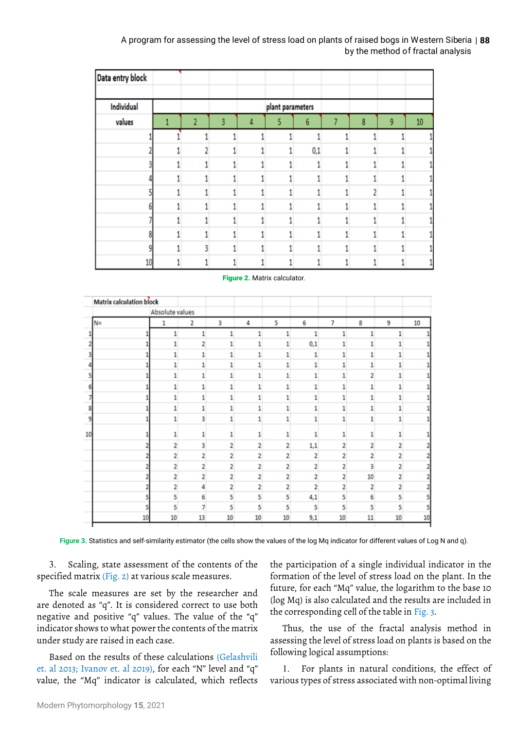| Data entry block | | | | | | | | | | |
|---|---|---|---|---|---|---|---|---|---|---|
| Individual values | plant parameters | | | | | | | | | |
| | 1 | 2 | 3 | 4 | 5 | 6 | 7 | 8 | 9 | 10 |
| 1 | 1 | 1 | 1 | 1 | 1 | 1 | 1 | 1 | 1 | 1 |
| 2 | 1 | 2 | 1 | 1 | 1 | 0,1 | 1 | 1 | 1 | 1 |
| 3 | 1 | 1 | 1 | 1 | 1 | 1 | 1 | 1 | 1 | 1 |
| 4 | 1 | 1 | 1 | 1 | 1 | 1 | 1 | 1 | 1 | 1 |
| 5 | 1 | 1 | 1 | 1 | 1 | 1 | 1 | 2 | 1 | 1 |
| 6 | 1 | 1 | 1 | 1 | 1 | 1 | 1 | 1 | 1 | 1 |
| 7 | 1 | 1 | 1 | 1 | 1 | 1 | 1 | 1 | 1 | 1 |
| 8 | 1 | 1 | 1 | 1 | 1 | 1 | 1 | 1 | 1 | 1 |
| 9 | 1 | 3 | 1 | 1 | 1 | 1 | 1 | 1 | 1 | 1 |
| 10 | 1 | 1 | 1 | 1 | 1 | 1 | 1 | 1 | 1 | 1 |

**Figure 2.** Matrix calculator.

| Matrix calculation block | | | | | | | | | | | |
|---|---|---|---|---|---|---|---|---|---|---|---|
| | Absolute values | | | | | | | | | | |
| | N= | 1 | 2 | 3 | 4 | 5 | 6 | 7 | 8 | 9 | 10 |
| 1 | 1 | 1 | 1 | 1 | 1 | 1 | 1 | 1 | 1 | 1 | 1 |
| 2 | 1 | 1 | 2 | 1 | 1 | 1 | 0,1 | 1 | 1 | 1 | 1 |
| 3 | 1 | 1 | 1 | 1 | 1 | 1 | 1 | 1 | 1 | 1 | 1 |
| 4 | 1 | 1 | 1 | 1 | 1 | 1 | 1 | 1 | 1 | 1 | 1 |
| 5 | 1 | 1 | 1 | 1 | 1 | 1 | 1 | 1 | 2 | 1 | 1 |
| 6 | 1 | 1 | 1 | 1 | 1 | 1 | 1 | 1 | 1 | 1 | 1 |
| 7 | 1 | 1 | 1 | 1 | 1 | 1 | 1 | 1 | 1 | 1 | 1 |
| 8 | 1 | 1 | 1 | 1 | 1 | 1 | 1 | 1 | 1 | 1 | 1 |
| 9 | 1 | 1 | 3 | 1 | 1 | 1 | 1 | 1 | 1 | 1 | 1 |
| 10 | 1 | 1 | 1 | 1 | 1 | 1 | 1 | 1 | 1 | 1 | 1 |
| | 2 | 2 | 3 | 2 | 2 | 2 | 1,1 | 2 | 2 | 2 | 2 |
| | 2 | 2 | 2 | 2 | 2 | 2 | 2 | 2 | 2 | 2 | 2 |
| | 2 | 2 | 2 | 2 | 2 | 2 | 2 | 2 | 3 | 2 | 2 |
| | 2 | 2 | 2 | 2 | 2 | 2 | 2 | 2 | 10 | 2 | 2 |
| | 2 | 2 | 4 | 2 | 2 | 2 | 2 | 2 | 2 | 2 | 2 |
| | 5 | 5 | 6 | 5 | 5 | 5 | 4,1 | 5 | 6 | 5 | 5 |
| | 5 | 5 | 7 | 5 | 5 | 5 | 5 | 5 | 5 | 5 | 5 |
| | 10 | 10 | 13 | 10 | 10 | 10 | 9,1 | 10 | 11 | 10 | 10 |

**Figure 3.** Statistics and self-similarity estimator (the cells show the values of the log Mq indicator for different values of Log N and q).

3. Scaling, state assessment of the contents of the specified matrix (Fig. 2) at various scale measures.

The scale measures are set by the researcher and are denoted as "q". It is considered correct to use both negative and positive "q" values. The value of the "q" indicator shows to what power the contents of the matrix under study are raised in each case.

Based on the results of these calculations (Gelashvili et. al 2013; Ivanov et. al 2019), for each "N" level and "q" value, the "Mq" indicator is calculated, which reflects the participation of a single individual indicator in the formation of the level of stress load on the plant. In the future, for each "Mq" value, the logarithm to the base 10 (log Mq) is also calculated and the results are included in the corresponding cell of the table in Fig. 3.

Thus, the use of the fractal analysis method in assessing the level of stress load on plants is based on the following logical assumptions:

1. For plants in natural conditions, the effect of various types of stress associated with non-optimal living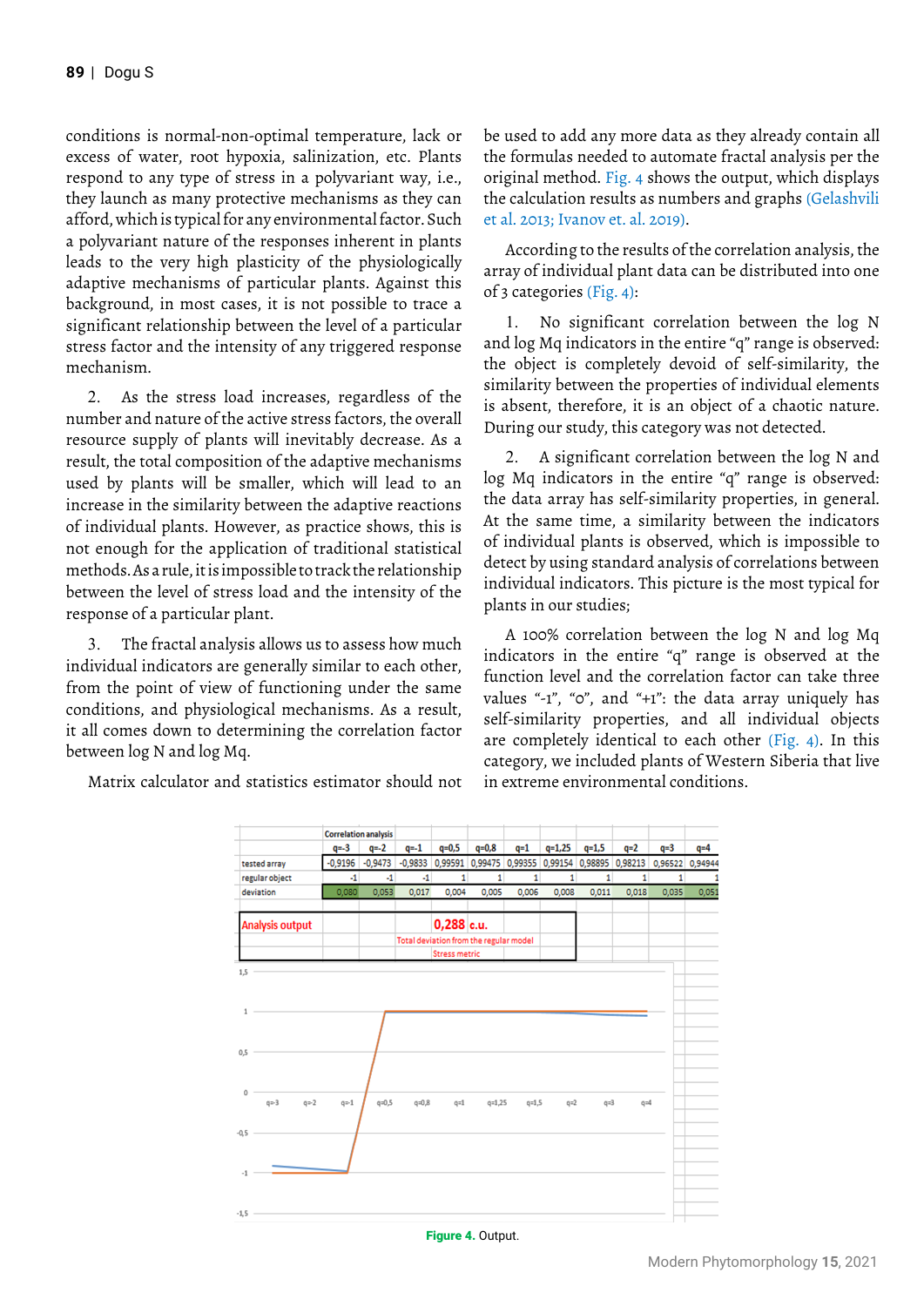conditions is normal-non-optimal temperature, lack or excess of water, root hypoxia, salinization, etc. Plants respond to any type of stress in a polyvariant way, i.e., they launch as many protective mechanisms as they can afford, which is typical for any environmental factor. Such a polyvariant nature of the responses inherent in plants leads to the very high plasticity of the physiologically adaptive mechanisms of particular plants. Against this background, in most cases, it is not possible to trace a significant relationship between the level of a particular stress factor and the intensity of any triggered response mechanism.

2. As the stress load increases, regardless of the number and nature of the active stress factors, the overall resource supply of plants will inevitably decrease. As a result, the total composition of the adaptive mechanisms used by plants will be smaller, which will lead to an increase in the similarity between the adaptive reactions of individual plants. However, as practice shows, this is not enough for the application of traditional statistical methods. As a rule, it is impossible to track the relationship between the level of stress load and the intensity of the response of a particular plant.

3. The fractal analysis allows us to assess how much individual indicators are generally similar to each other, from the point of view of functioning under the same conditions, and physiological mechanisms. As a result, it all comes down to determining the correlation factor between log N and log Mq.

Matrix calculator and statistics estimator should not be used to add any more data as they already contain all the formulas needed to automate fractal analysis per the original method. Fig. 4 shows the output, which displays the calculation results as numbers and graphs (Gelashvili et al. 2013; Ivanov et. al. 2019).

According to the results of the correlation analysis, the array of individual plant data can be distributed into one of 3 categories (Fig. 4):

1. No significant correlation between the log N and log Mq indicators in the entire "q" range is observed: the object is completely devoid of self-similarity, the similarity between the properties of individual elements is absent, therefore, it is an object of a chaotic nature. During our study, this category was not detected.

2. A significant correlation between the log N and log Mq indicators in the entire "q" range is observed: the data array has self-similarity properties, in general. At the same time, a similarity between the indicators of individual plants is observed, which is impossible to detect by using standard analysis of correlations between individual indicators. This picture is the most typical for plants in our studies;

A 100% correlation between the log N and log Mq indicators in the entire "q" range is observed at the function level and the correlation factor can take three values "-1", "0", and "+1": the data array uniquely has self-similarity properties, and all individual objects are completely identical to each other (Fig. 4). In this category, we included plants of Western Siberia that live in extreme environmental conditions.

| | Correlation analysis | | | | | | | | | | |
|---|---|---|---|---|---|---|---|---|---|---|---|
| | q=-3 | q=-2 | q=-1 | q=0,5 | q=0,8 | q=1 | q=1,25 | q=1,5 | q=2 | q=3 | q=4 |
| tested array | -0,9196 | -0,9473 | -0,9833 | 0,99591 | 0,99475 | 0,99355 | 0,99154 | 0,98895 | 0,98213 | 0,96522 | 0,94944 |
| regular object | -1 | -1 | -1 | 1 | 1 | 1 | 1 | 1 | 1 | 1 | 1 |
| deviation | 0,080 | 0,053 | 0,017 | 0,004 | 0,005 | 0,006 | 0,008 | 0,011 | 0,018 | 0,035 | 0,051 |

Analysis output: 0,288 c.u. — Total deviation from the regular model — Stress metric

**Figure 4.** Output.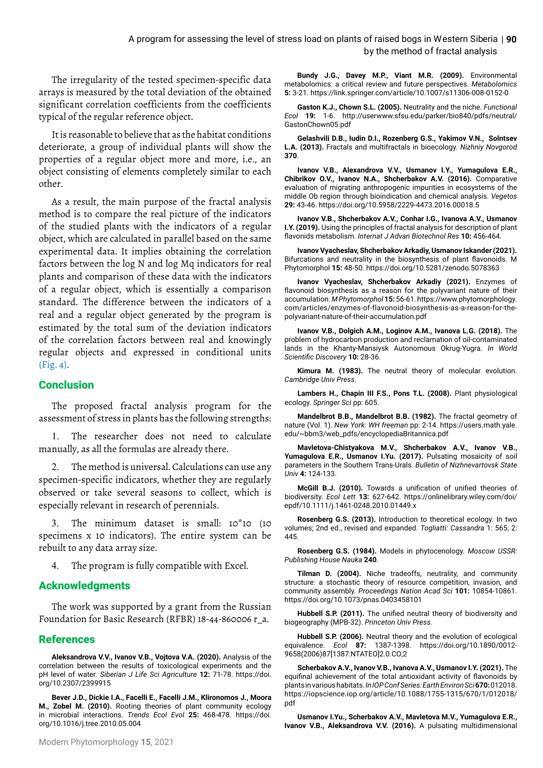The irregularity of the tested specimen-specific data arrays is measured by the total deviation of the obtained significant correlation coefficients from the coefficients typical of the regular reference object.

It is reasonable to believe that as the habitat conditions deteriorate, a group of individual plants will show the properties of a regular object more and more, i.e., an object consisting of elements completely similar to each other.

As a result, the main purpose of the fractal analysis method is to compare the real picture of the indicators of the studied plants with the indicators of a regular object, which are calculated in parallel based on the same experimental data. It implies obtaining the correlation factors between the log N and log Mq indicators for real plants and comparison of these data with the indicators of a regular object, which is essentially a comparison standard. The difference between the indicators of a real and a regular object generated by the program is estimated by the total sum of the deviation indicators of the correlation factors between real and knowingly regular objects and expressed in conditional units (Fig. 4).

## Conclusion

The proposed fractal analysis program for the assessment of stress in plants has the following strengths:

1. The researcher does not need to calculate manually, as all the formulas are already there.

2. The method is universal. Calculations can use any specimen-specific indicators, whether they are regularly observed or take several seasons to collect, which is especially relevant in research of perennials.

3. The minimum dataset is small: 10*10 (10 specimens x 10 indicators). The entire system can be rebuilt to any data array size.

4. The program is fully compatible with Excel.

## Acknowledgments

The work was supported by a grant from the Russian Foundation for Basic Research (RFBR) 18-44-860006 r_a.

## References

**Aleksandrova V.V., Ivanov V.B., Vojtova V.A. (2020).** Analysis of the correlation between the results of toxicological experiments and the pH level of water. *Siberian J Life Sci Agriculture* **12:** 71-78. https://doi.org/10.2307/2399915

**Bever J.D., Dickie I.A., Facelli E., Facelli J.M., Klironomos J., Moora M., Zobel M. (2010).** Rooting theories of plant community ecology in microbial interactions. *Trends Ecol Evol* **25:** 468-478. https://doi.org/10.1016/j.tree.2010.05.004

**Bundy J.G., Davey M.P., Viant M.R. (2009).** Environmental metabolomics: a critical review and future perspectives. *Metabolomics* **5:** 3-21. https://link.springer.com/article/10.1007/s11306-008-0152-0

**Gaston K.J., Chown S.L. (2005).** Neutrality and the niche. *Functional Ecol* **19:** 1-6. http://userwww.sfsu.edu/parker/bio840/pdfs/neutral/GastonChown05.pdf

**Gelashvili D.B., Iudin D.I., Rozenberg G.S., Yakimov V.N., Solntsev L.A. (2013).** Fractals and multifractals in bioecology. *Nizhniy Novgorod* **370**.

**Ivanov V.B., Alexandrova V.V., Usmanov I.Y., Yumagulova E.R., Chibrikov O.V., Ivanov N.A., Shcherbakov A.V. (2016).** Comparative evaluation of migrating anthropogenic impurities in ecosystems of the middle Ob region through bioindication and chemical analysis. *Vegetos* **29:** 43-46. https://doi.org/10.5958/2229-4473.2016.00018.5

**Ivanov V.B., Shcherbakov A.V., Conhar I.G., Ivanova A.V., Usmanov I.Y. (2019).** Using the principles of fractal analysis for description of plant flavonids metabolism. *Internat J Advan Biotechnol Res* **10:** 456-464.

**Ivanov Vyacheslav, Shcherbakov Arkadiy, Usmanov Iskander (2021).** Bifurcations and neutrality in the biosynthesis of plant flavonoids. M Phytomorphol **15:** 48-50. https://doi.org/10.5281/zenodo.5078363

**Ivanov Vyacheslav, Shcherbakov Arkadiy (2021).** Enzymes of flavonoid biosynthesis as a reason for the polyvariant nature of their accumulation. *M Phytomorphol* **15:** 56-61. https://www.phytomorphology.com/articles/enzymes-of-flavonoid-biosynthesis-as-a-reason-for-the-polyvariant-nature-of-their-accumulation.pdf

**Ivanov V.B., Dolgich A.M., Loginov A.M., Ivanova L.G. (2018).** The problem of hydrocarbon production and reclamation of oil-contaminated lands in the Khanty-Mansiysk Autonomous Okrug-Yugra. *In World Scientific Discovery* **10:** 28-36.

**Kimura M. (1983).** The neutral theory of molecular evolution. *Cambridge Univ Press*.

**Lambers H., Chapin III F.S., Pons T.L. (2008).** Plant physiological ecology. *Springer Sci* pp: 605.

**Mandelbrot B.B., Mandelbrot B.B. (1982).** The fractal geometry of nature (Vol. 1). *New York: WH freeman* pp: 2-14. https://users.math.yale.edu/~bbm3/web_pdfs/encyclopediaBritannica.pdf

**Mavletova-Chistyakova M.V., Shcherbakov A.V., Ivanov V.B., Yumagulova E.R., Usmanov I.Yu. (2017).** Pulsating mosaicity of soil parameters in the Southern Trans-Urals. *Bulletin of Nizhnevartovsk State Univ* **4:** 124-133.

**McGill B.J. (2010).** Towards a unification of unified theories of biodiversity. *Ecol Lett* **13:** 627-642. https://onlinelibrary.wiley.com/doi/epdf/10.1111/j.1461-0248.2010.01449.x

**Rosenberg G.S. (2013).** Introduction to theoretical ecology. In two volumes; 2nd ed., revised and expanded. *Togliatti: Cassandra* 1: 565; 2: 445.

**Rosenberg G.S. (1984).** Models in phytocenology. *Moscow USSR: Publishing House Nauka* **240**.

**Tilman D. (2004).** Niche tradeoffs, neutrality, and community structure: a stochastic theory of resource competition, invasion, and community assembly. *Proceedings Nation Acad Sci* **101:** 10854-10861. https://doi.org/10.1073/pnas.0403458101

**Hubbell S.P. (2011).** The unified neutral theory of biodiversity and biogeography (MPB-32). *Princeton Univ Press*.

**Hubbell S.P. (2006).** Neutral theory and the evolution of ecological equivalence. *Ecol* **87:** 1387-1398. https://doi.org/10.1890/0012-9658(2006)87[1387:NTATEO]2.0.CO;2

**Scherbakov A.V., Ivanov V.B., Ivanova A.V., Usmanov I.Y. (2021).** The equifinal achievement of the total antioxidant activity of flavonoids by plants in various habitats. *In IOP Conf Series: Earth Environ Sci* **670:** 012018. https://iopscience.iop.org/article/10.1088/1755-1315/670/1/012018/pdf

**Usmanov I.Yu., Scherbakov A.V., Mavletova M.V., Yumagulova E.R., Ivanov V.B., Aleksandrova V.V. (2016).** A pulsating multidimensional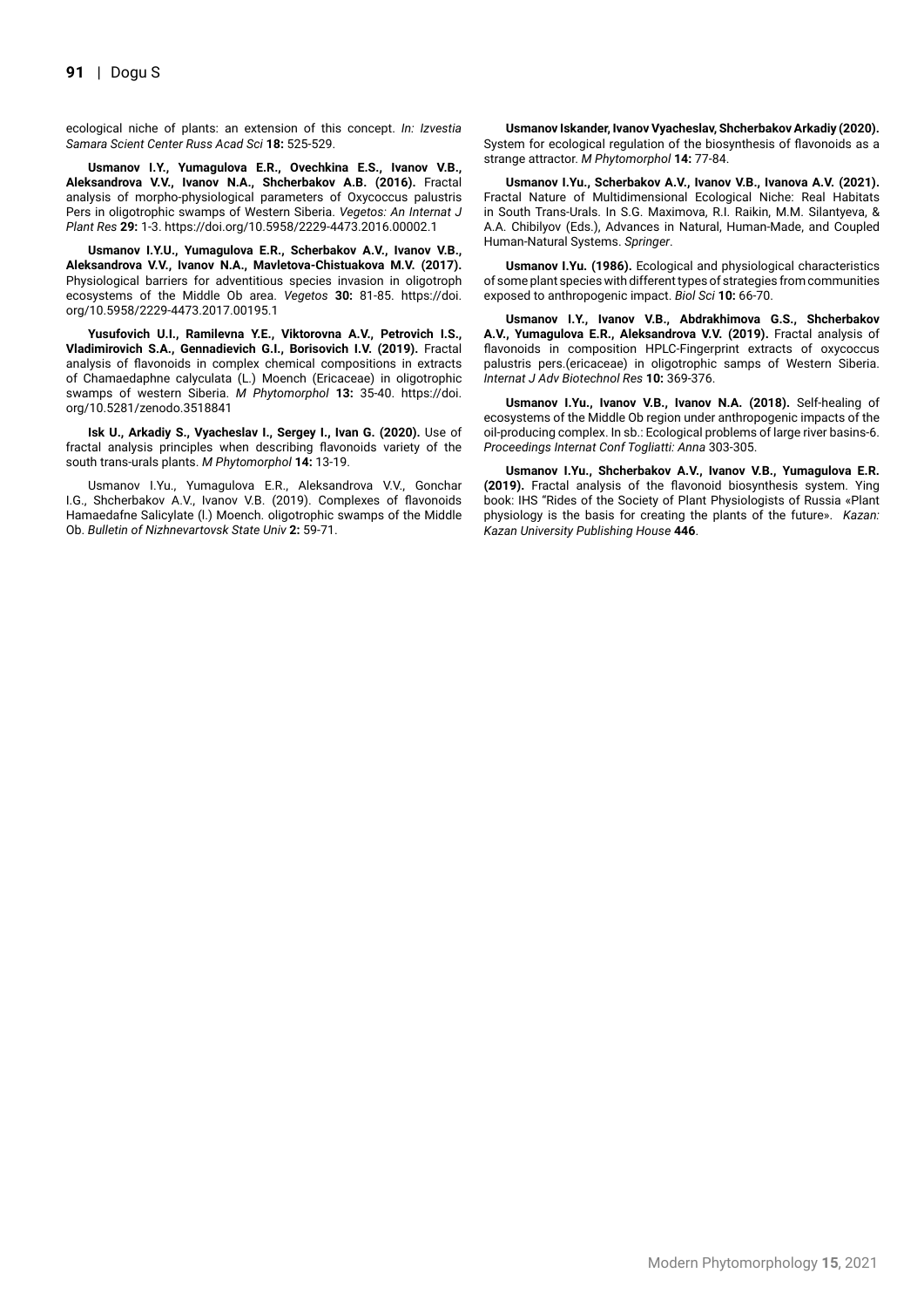ecological niche of plants: an extension of this concept. *In: Izvestia Samara Scient Center Russ Acad Sci* **18:** 525-529.

**Usmanov I.Y., Yumagulova E.R., Ovechkina E.S., Ivanov V.B., Aleksandrova V.V., Ivanov N.A., Shcherbakov A.B. (2016).** Fractal analysis of morpho-physiological parameters of Oxycoccus palustris Pers in oligotrophic swamps of Western Siberia. *Vegetos: An Internat J Plant Res* **29:** 1-3. https://doi.org/10.5958/2229-4473.2016.00002.1

**Usmanov I.Y.U., Yumagulova E.R., Scherbakov A.V., Ivanov V.B., Aleksandrova V.V., Ivanov N.A., Mavletova-Chistuakova M.V. (2017).** Physiological barriers for adventitious species invasion in oligotroph ecosystems of the Middle Ob area. *Vegetos* **30:** 81-85. https://doi.org/10.5958/2229-4473.2017.00195.1

**Yusufovich U.I., Ramilevna Y.E., Viktorovna A.V., Petrovich I.S., Vladimirovich S.A., Gennadievich G.I., Borisovich I.V. (2019).** Fractal analysis of flavonoids in complex chemical compositions in extracts of Chamaedaphne calyculata (L.) Moench (Ericaceae) in oligotrophic swamps of western Siberia. *M Phytomorphol* **13:** 35-40. https://doi.org/10.5281/zenodo.3518841

**Isk U., Arkadiy S., Vyacheslav I., Sergey I., Ivan G. (2020).** Use of fractal analysis principles when describing flavonoids variety of the south trans-urals plants. *M Phytomorphol* **14:** 13-19.

Usmanov I.Yu., Yumagulova E.R., Aleksandrova V.V., Gonchar I.G., Shcherbakov A.V., Ivanov V.B. (2019). Complexes of flavonoids Hamaedafne Salicylate (l.) Moench. oligotrophic swamps of the Middle Ob. *Bulletin of Nizhnevartovsk State Univ* **2:** 59-71.

**Usmanov Iskander, Ivanov Vyacheslav, Shcherbakov Arkadiy (2020).** System for ecological regulation of the biosynthesis of flavonoids as a strange attractor. *M Phytomorphol* **14:** 77-84.

**Usmanov I.Yu., Scherbakov A.V., Ivanov V.B., Ivanova A.V. (2021).** Fractal Nature of Multidimensional Ecological Niche: Real Habitats in South Trans-Urals. In S.G. Maximova, R.I. Raikin, M.M. Silantyeva, & A.A. Chibilyov (Eds.), Advances in Natural, Human-Made, and Coupled Human-Natural Systems. *Springer*.

**Usmanov I.Yu. (1986).** Ecological and physiological characteristics of some plant species with different types of strategies from communities exposed to anthropogenic impact. *Biol Sci* **10:** 66-70.

**Usmanov I.Y., Ivanov V.B., Abdrakhimova G.S., Shcherbakov A.V., Yumagulova E.R., Aleksandrova V.V. (2019).** Fractal analysis of flavonoids in composition HPLC-Fingerprint extracts of oxycoccus palustris pers.(ericaceae) in oligotrophic samps of Western Siberia. *Internat J Adv Biotechnol Res* **10:** 369-376.

**Usmanov I.Yu., Ivanov V.B., Ivanov N.A. (2018).** Self-healing of ecosystems of the Middle Ob region under anthropogenic impacts of the oil-producing complex. In sb.: Ecological problems of large river basins-6. *Proceedings Internat Conf Togliatti: Anna* 303-305.

**Usmanov I.Yu., Shcherbakov A.V., Ivanov V.B., Yumagulova E.R. (2019).** Fractal analysis of the flavonoid biosynthesis system. Ying book: IHS "Rides of the Society of Plant Physiologists of Russia «Plant physiology is the basis for creating the plants of the future». *Kazan: Kazan University Publishing House* **446**.